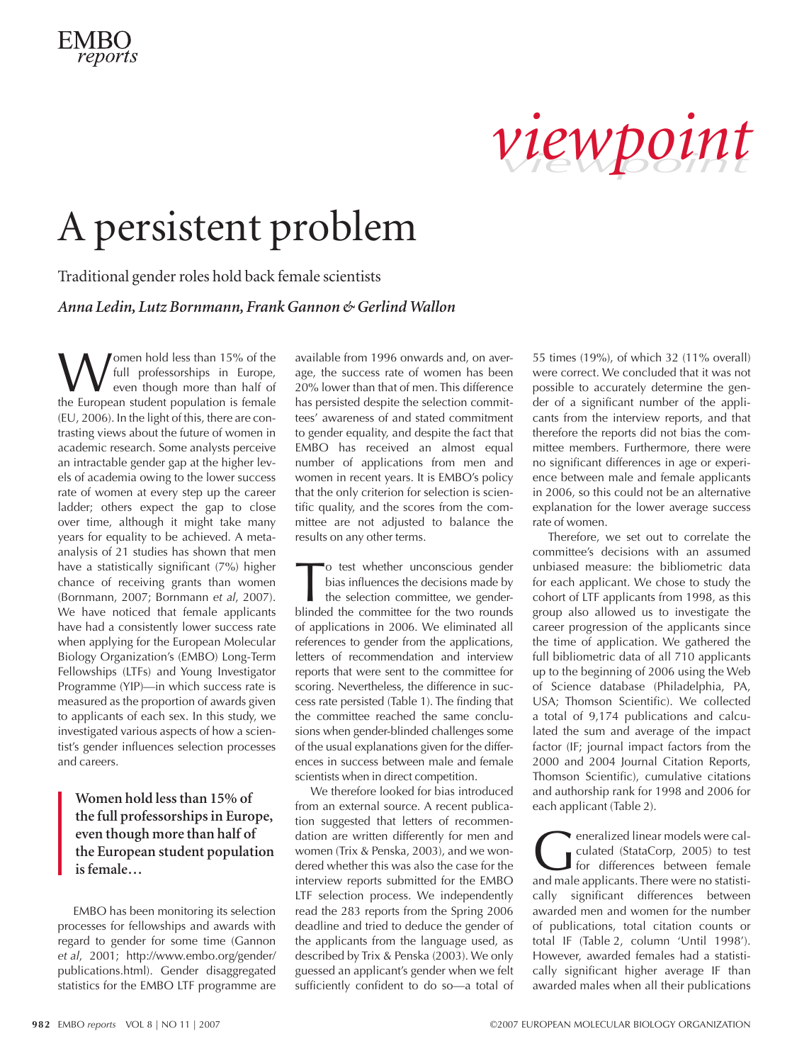*viewpoint*

# A persistent problem

Traditional gender roles hold back female scientists

***Anna Ledin, Lutz Bornmann, Frank Gannon & Gerlind Wallon***

Women hold less than 15% of the full professorships in Europe, even though more than half of the European student population is female (EU, 2006). In the light of this, there are contrasting views about the future of women in academic research. Some analysts perceive an intractable gender gap at the higher levels of academia owing to the lower success rate of women at every step up the career ladder; others expect the gap to close over time, although it might take many years for equality to be achieved. A meta-analysis of 21 studies has shown that men have a statistically significant (7%) higher chance of receiving grants than women (Bornmann, 2007; Bornmann *et al*, 2007). We have noticed that female applicants have had a consistently lower success rate when applying for the European Molecular Biology Organization's (EMBO) Long-Term Fellowships (LTFs) and Young Investigator Programme (YIP)—in which success rate is measured as the proportion of awards given to applicants of each sex. In this study, we investigated various aspects of how a scientist's gender influences selection processes and careers.

> **Women hold less than 15% of the full professorships in Europe, even though more than half of the European student population is female…**

EMBO has been monitoring its selection processes for fellowships and awards with regard to gender for some time (Gannon *et al*, 2001; http://www.embo.org/gender/publications.html). Gender disaggregated statistics for the EMBO LTF programme are available from 1996 onwards and, on average, the success rate of women has been 20% lower than that of men. This difference has persisted despite the selection committees' awareness of and stated commitment to gender equality, and despite the fact that EMBO has received an almost equal number of applications from men and women in recent years. It is EMBO's policy that the only criterion for selection is scientific quality, and the scores from the committee are not adjusted to balance the results on any other terms.

To test whether unconscious gender bias influences the decisions made by the selection committee, we gender-blinded the committee for the two rounds of applications in 2006. We eliminated all references to gender from the applications, letters of recommendation and interview reports that were sent to the committee for scoring. Nevertheless, the difference in success rate persisted (Table 1). The finding that the committee reached the same conclusions when gender-blinded challenges some of the usual explanations given for the differences in success between male and female scientists when in direct competition.

We therefore looked for bias introduced from an external source. A recent publication suggested that letters of recommendation are written differently for men and women (Trix & Penska, 2003), and we wondered whether this was also the case for the interview reports submitted for the EMBO LTF selection process. We independently read the 283 reports from the Spring 2006 deadline and tried to deduce the gender of the applicants from the language used, as described by Trix & Penska (2003). We only guessed an applicant's gender when we felt sufficiently confident to do so—a total of 55 times (19%), of which 32 (11% overall) were correct. We concluded that it was not possible to accurately determine the gender of a significant number of the applicants from the interview reports, and that therefore the reports did not bias the committee members. Furthermore, there were no significant differences in age or experience between male and female applicants in 2006, so this could not be an alternative explanation for the lower average success rate of women.

Therefore, we set out to correlate the committee's decisions with an assumed unbiased measure: the bibliometric data for each applicant. We chose to study the cohort of LTF applicants from 1998, as this group also allowed us to investigate the career progression of the applicants since the time of application. We gathered the full bibliometric data of all 710 applicants up to the beginning of 2006 using the Web of Science database (Philadelphia, PA, USA; Thomson Scientific). We collected a total of 9,174 publications and calculated the sum and average of the impact factor (IF; journal impact factors from the 2000 and 2004 Journal Citation Reports, Thomson Scientific), cumulative citations and authorship rank for 1998 and 2006 for each applicant (Table 2).

Generalized linear models were calculated (StataCorp, 2005) to test for differences between female and male applicants. There were no statistically significant differences between awarded men and women for the number of publications, total citation counts or total IF (Table 2, column 'Until 1998'). However, awarded females had a statistically significant higher average IF than awarded males when all their publications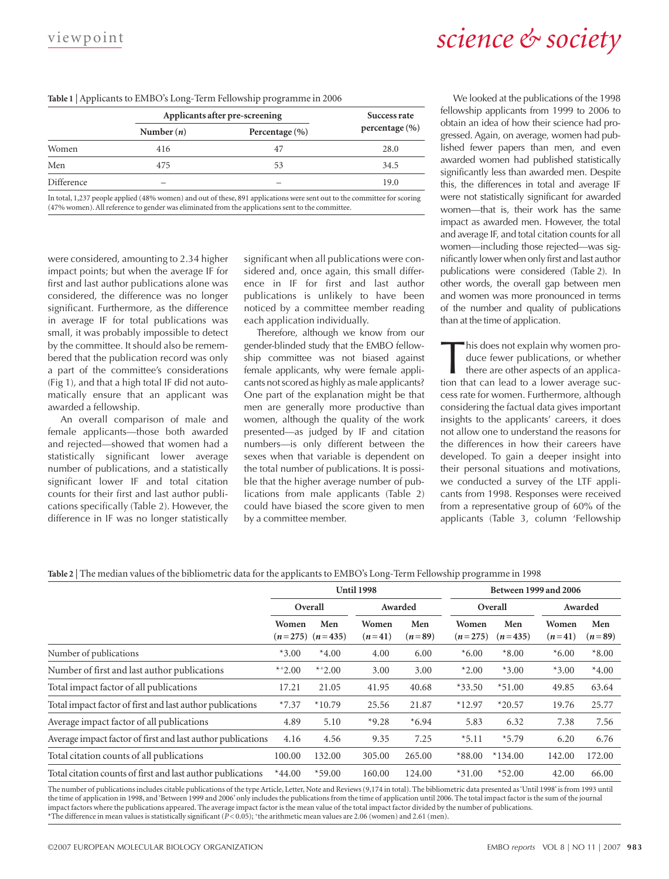**Table 1** | Applicants to EMBO's Long-Term Fellowship programme in 2006

| | Applicants after pre-screening | | Success rate percentage (%) |
|---|---|---|---|
| | Number ($n$) | Percentage (%) | |
| Women | 416 | 47 | 28.0 |
| Men | 475 | 53 | 34.5 |
| Difference | – | – | 19.0 |

In total, 1,237 people applied (48% women) and out of these, 891 applications were sent out to the committee for scoring (47% women). All reference to gender was eliminated from the applications sent to the committee.

were considered, amounting to 2.34 higher impact points; but when the average IF for first and last author publications alone was considered, the difference was no longer significant. Furthermore, as the difference in average IF for total publications was small, it was probably impossible to detect by the committee. It should also be remembered that the publication record was only a part of the committee's considerations (Fig 1), and that a high total IF did not automatically ensure that an applicant was awarded a fellowship.

An overall comparison of male and female applicants—those both awarded and rejected—showed that women had a statistically significant lower average number of publications, and a statistically significant lower IF and total citation counts for their first and last author publications specifically (Table 2). However, the difference in IF was no longer statistically significant when all publications were considered and, once again, this small difference in IF for first and last author publications is unlikely to have been noticed by a committee member reading each application individually.

Therefore, although we know from our gender-blinded study that the EMBO fellowship committee was not biased against female applicants, why were female applicants not scored as highly as male applicants? One part of the explanation might be that men are generally more productive than women, although the quality of the work presented—as judged by IF and citation numbers—is only different between the sexes when that variable is dependent on the total number of publications. It is possible that the higher average number of publications from male applicants (Table 2) could have biased the score given to men by a committee member.

We looked at the publications of the 1998 fellowship applicants from 1999 to 2006 to obtain an idea of how their science had progressed. Again, on average, women had published fewer papers than men, and even awarded women had published statistically significantly less than awarded men. Despite this, the differences in total and average IF were not statistically significant for awarded women—that is, their work has the same impact as awarded men. However, the total and average IF, and total citation counts for all women—including those rejected—was significantly lower when only first and last author publications were considered (Table 2). In other words, the overall gap between men and women was more pronounced in terms of the number and quality of publications than at the time of application.

This does not explain why women produce fewer publications, or whether there are other aspects of an application that can lead to a lower average success rate for women. Furthermore, although considering the factual data gives important insights to the applicants' careers, it does not allow one to understand the reasons for the differences in how their careers have developed. To gain a deeper insight into their personal situations and motivations, we conducted a survey of the LTF applicants from 1998. Responses were received from a representative group of 60% of the applicants (Table 3, column 'Fellowship

**Table 2** | The median values of the bibliometric data for the applicants to EMBO's Long-Term Fellowship programme in 1998

| | Until 1998 | | | | Between 1999 and 2006 | | | |
|---|---|---|---|---|---|---|---|---|
| | Overall | | Awarded | | Overall | | Awarded | |
| | Women ($n=275$) | Men ($n=435$) | Women ($n=41$) | Men ($n=89$) | Women ($n=275$) | Men ($n=435$) | Women ($n=41$) | Men ($n=89$) |
| Number of publications | *3.00 | *4.00 | 4.00 | 6.00 | *6.00 | *8.00 | *6.00 | *8.00 |
| Number of first and last author publications | *+2.00 | *+2.00 | 3.00 | 3.00 | *2.00 | *3.00 | *3.00 | *4.00 |
| Total impact factor of all publications | 17.21 | 21.05 | 41.95 | 40.68 | *33.50 | *51.00 | 49.85 | 63.64 |
| Total impact factor of first and last author publications | *7.37 | *10.79 | 25.56 | 21.87 | *12.97 | *20.57 | 19.76 | 25.77 |
| Average impact factor of all publications | 4.89 | 5.10 | *9.28 | *6.94 | 5.83 | 6.32 | 7.38 | 7.56 |
| Average impact factor of first and last author publications | 4.16 | 4.56 | 9.35 | 7.25 | *5.11 | *5.79 | 6.20 | 6.76 |
| Total citation counts of all publications | 100.00 | 132.00 | 305.00 | 265.00 | *88.00 | *134.00 | 142.00 | 172.00 |
| Total citation counts of first and last author publications | *44.00 | *59.00 | 160.00 | 124.00 | *31.00 | *52.00 | 42.00 | 66.00 |

The number of publications includes citable publications of the type Article, Letter, Note and Reviews (9,174 in total). The bibliometric data presented as 'Until 1998' is from 1993 until the time of application in 1998, and 'Between 1999 and 2006' only includes the publications from the time of application until 2006. The total impact factor is the sum of the journal impact factors where the publications appeared. The average impact factor is the mean value of the total impact factor divided by the number of publications.
*The difference in mean values is statistically significant ($P<0.05$); +the arithmetic mean values are 2.06 (women) and 2.61 (men).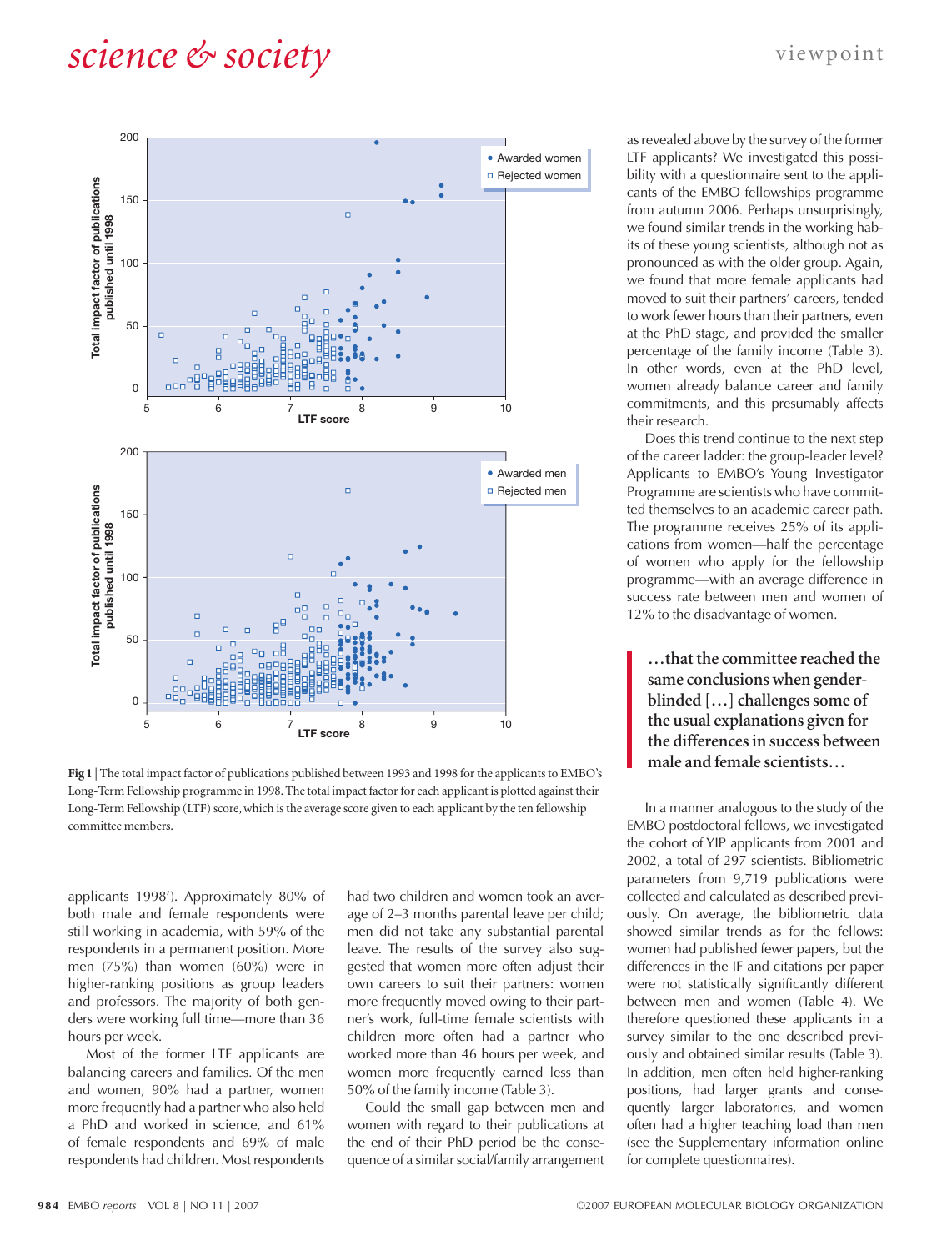Fig 1 | The total impact factor of publications published between 1993 and 1998 for the applicants to EMBO's Long-Term Fellowship programme in 1998. The total impact factor for each applicant is plotted against their Long-Term Fellowship (LTF) score, which is the average score given to each applicant by the ten fellowship committee members.

applicants 1998'). Approximately 80% of both male and female respondents were still working in academia, with 59% of the respondents in a permanent position. More men (75%) than women (60%) were in higher-ranking positions as group leaders and professors. The majority of both genders were working full time—more than 36 hours per week.

Most of the former LTF applicants are balancing careers and families. Of the men and women, 90% had a partner, women more frequently had a partner who also held a PhD and worked in science, and 61% of female respondents and 69% of male respondents had children. Most respondents had two children and women took an average of 2–3 months parental leave per child; men did not take any substantial parental leave. The results of the survey also suggested that women more often adjust their own careers to suit their partners: women more frequently moved owing to their partner's work, full-time female scientists with children more often had a partner who worked more than 46 hours per week, and women more frequently earned less than 50% of the family income (Table 3).

Could the small gap between men and women with regard to their publications at the end of their PhD period be the consequence of a similar social/family arrangement as revealed above by the survey of the former LTF applicants? We investigated this possibility with a questionnaire sent to the applicants of the EMBO fellowships programme from autumn 2006. Perhaps unsurprisingly, we found similar trends in the working habits of these young scientists, although not as pronounced as with the older group. Again, we found that more female applicants had moved to suit their partners' careers, tended to work fewer hours than their partners, even at the PhD stage, and provided the smaller percentage of the family income (Table 3). In other words, even at the PhD level, women already balance career and family commitments, and this presumably affects their research.

Does this trend continue to the next step of the career ladder: the group-leader level? Applicants to EMBO's Young Investigator Programme are scientists who have committed themselves to an academic career path. The programme receives 25% of its applications from women—half the percentage of women who apply for the fellowship programme—with an average difference in success rate between men and women of 12% to the disadvantage of women.

> **…that the committee reached the same conclusions when gender-blinded […] challenges some of the usual explanations given for the differences in success between male and female scientists…**

In a manner analogous to the study of the EMBO postdoctoral fellows, we investigated the cohort of YIP applicants from 2001 and 2002, a total of 297 scientists. Bibliometric parameters from 9,719 publications were collected and calculated as described previously. On average, the bibliometric data showed similar trends as for the fellows: women had published fewer papers, but the differences in the IF and citations per paper were not statistically significantly different between men and women (Table 4). We therefore questioned these applicants in a survey similar to the one described previously and obtained similar results (Table 3). In addition, men often held higher-ranking positions, had larger grants and consequently larger laboratories, and women often had a higher teaching load than men (see the Supplementary information online for complete questionnaires).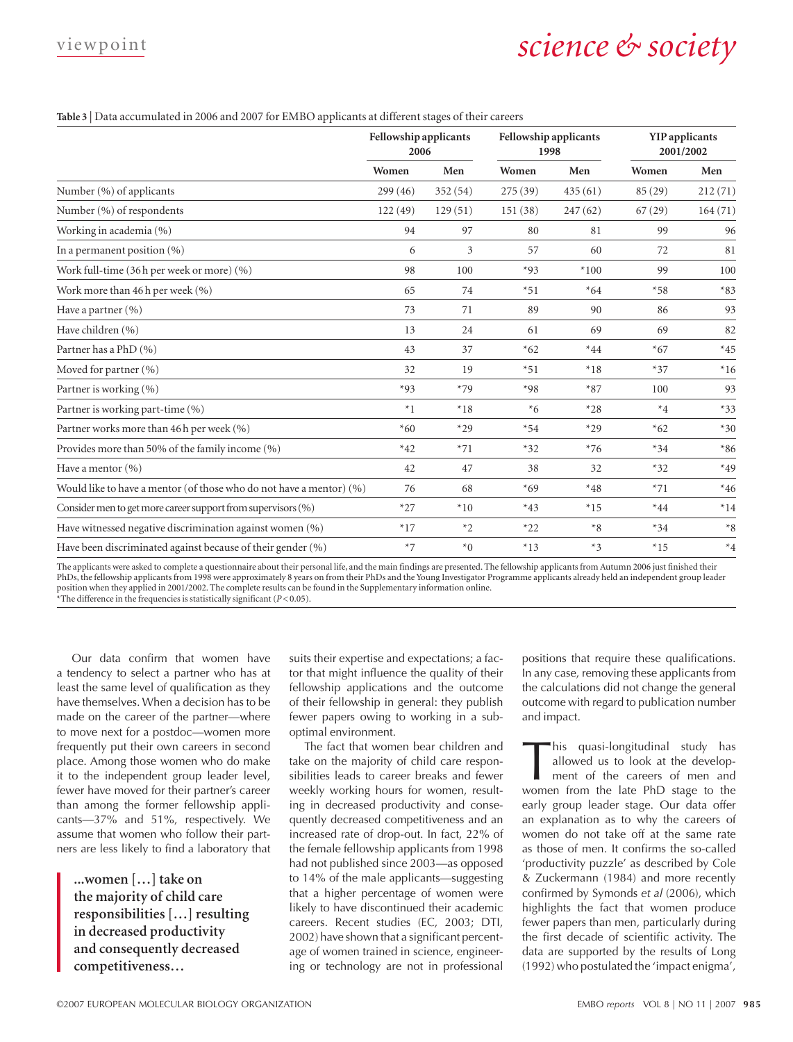**Table 3** | Data accumulated in 2006 and 2007 for EMBO applicants at different stages of their careers

| | Fellowship applicants 2006 | | Fellowship applicants 1998 | | YIP applicants 2001/2002 | |
|---|---|---|---|---|---|---|
| | Women | Men | Women | Men | Women | Men |
| Number (%) of applicants | 299 (46) | 352 (54) | 275 (39) | 435 (61) | 85 (29) | 212 (71) |
| Number (%) of respondents | 122 (49) | 129 (51) | 151 (38) | 247 (62) | 67 (29) | 164 (71) |
| Working in academia (%) | 94 | 97 | 80 | 81 | 99 | 96 |
| In a permanent position (%) | 6 | 3 | 57 | 60 | 72 | 81 |
| Work full-time (36 h per week or more) (%) | 98 | 100 | *93 | *100 | 99 | 100 |
| Work more than 46 h per week (%) | 65 | 74 | *51 | *64 | *58 | *83 |
| Have a partner (%) | 73 | 71 | 89 | 90 | 86 | 93 |
| Have children (%) | 13 | 24 | 61 | 69 | 69 | 82 |
| Partner has a PhD (%) | 43 | 37 | *62 | *44 | *67 | *45 |
| Moved for partner (%) | 32 | 19 | *51 | *18 | *37 | *16 |
| Partner is working (%) | *93 | *79 | *98 | *87 | 100 | 93 |
| Partner is working part-time (%) | *1 | *18 | *6 | *28 | *4 | *33 |
| Partner works more than 46 h per week (%) | *60 | *29 | *54 | *29 | *62 | *30 |
| Provides more than 50% of the family income (%) | *42 | *71 | *32 | *76 | *34 | *86 |
| Have a mentor (%) | 42 | 47 | 38 | 32 | *32 | *49 |
| Would like to have a mentor (of those who do not have a mentor) (%) | 76 | 68 | *69 | *48 | *71 | *46 |
| Consider men to get more career support from supervisors (%) | *27 | *10 | *43 | *15 | *44 | *14 |
| Have witnessed negative discrimination against women (%) | *17 | *2 | *22 | *8 | *34 | *8 |
| Have been discriminated against because of their gender (%) | *7 | *0 | *13 | *3 | *15 | *4 |

The applicants were asked to complete a questionnaire about their personal life, and the main findings are presented. The fellowship applicants from Autumn 2006 just finished their PhDs, the fellowship applicants from 1998 were approximately 8 years on from their PhDs and the Young Investigator Programme applicants already held an independent group leader position when they applied in 2001/2002. The complete results can be found in the Supplementary information online.
*The difference in the frequencies is statistically significant ($P<0.05$).

Our data confirm that women have a tendency to select a partner who has at least the same level of qualification as they have themselves. When a decision has to be made on the career of the partner—where to move next for a postdoc—women more frequently put their own careers in second place. Among those women who do make it to the independent group leader level, fewer have moved for their partner's career than among the former fellowship applicants—37% and 51%, respectively. We assume that women who follow their partners are less likely to find a laboratory that suits their expertise and expectations; a factor that might influence the quality of their fellowship applications and the outcome of their fellowship in general: they publish fewer papers owing to working in a suboptimal environment.

> **...women […] take on the majority of child care responsibilities […] resulting in decreased productivity and consequently decreased competitiveness…**

The fact that women bear children and take on the majority of child care responsibilities leads to career breaks and fewer weekly working hours for women, resulting in decreased productivity and consequently decreased competitiveness and an increased rate of drop-out. In fact, 22% of the female fellowship applicants from 1998 had not published since 2003—as opposed to 14% of the male applicants—suggesting that a higher percentage of women were likely to have discontinued their academic careers. Recent studies (EC, 2003; DTI, 2002) have shown that a significant percentage of women trained in science, engineering or technology are not in professional positions that require these qualifications. In any case, removing these applicants from the calculations did not change the general outcome with regard to publication number and impact.

This quasi-longitudinal study has allowed us to look at the development of the careers of men and women from the late PhD stage to the early group leader stage. Our data offer an explanation as to why the careers of women do not take off at the same rate as those of men. It confirms the so-called 'productivity puzzle' as described by Cole & Zuckermann (1984) and more recently confirmed by Symonds *et al* (2006), which highlights the fact that women produce fewer papers than men, particularly during the first decade of scientific activity. The data are supported by the results of Long (1992) who postulated the 'impact enigma',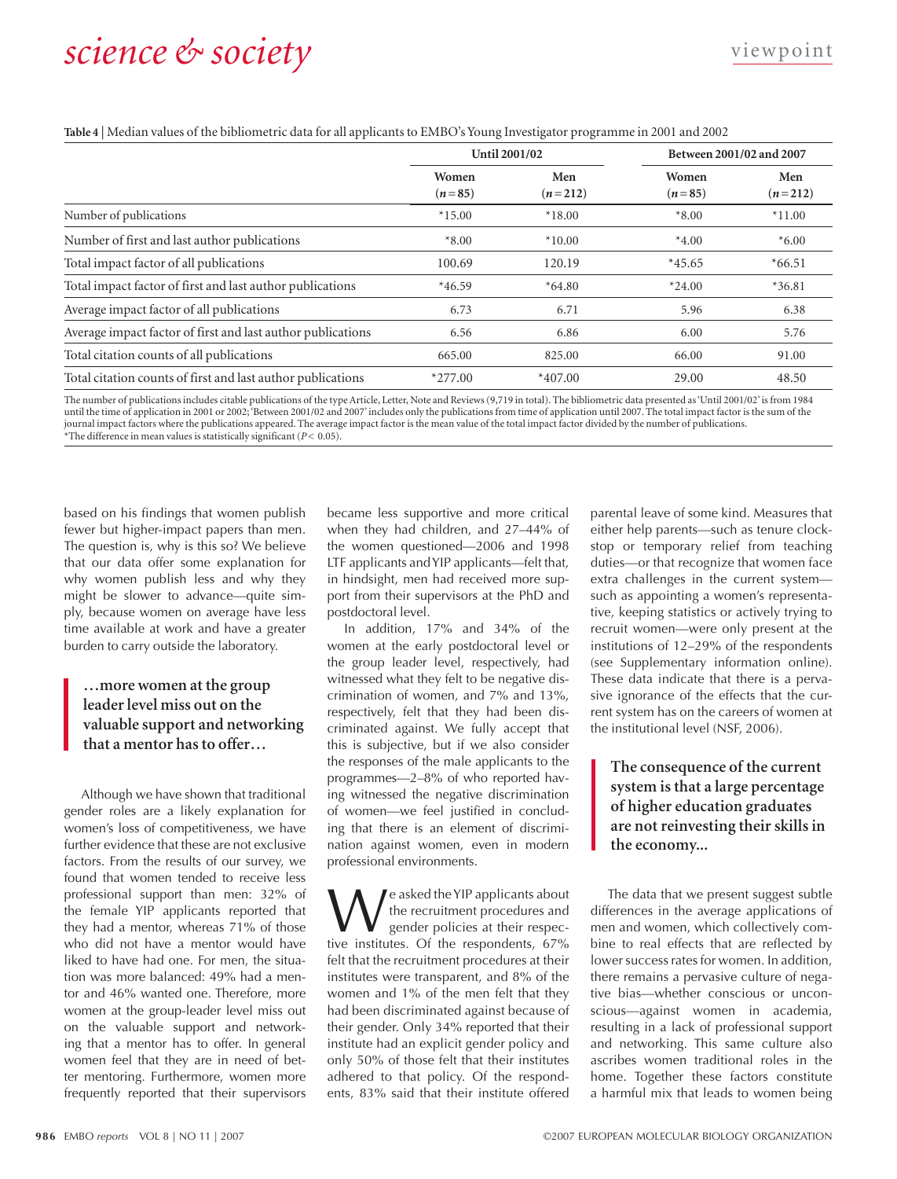**Table 4** | Median values of the bibliometric data for all applicants to EMBO's Young Investigator programme in 2001 and 2002

| | Until 2001/02 | | Between 2001/02 and 2007 | |
|---|---|---|---|---|
| | Women ($n=85$) | Men ($n=212$) | Women ($n=85$) | Men ($n=212$) |
| Number of publications | *15.00 | *18.00 | *8.00 | *11.00 |
| Number of first and last author publications | *8.00 | *10.00 | *4.00 | *6.00 |
| Total impact factor of all publications | 100.69 | 120.19 | *45.65 | *66.51 |
| Total impact factor of first and last author publications | *46.59 | *64.80 | *24.00 | *36.81 |
| Average impact factor of all publications | 6.73 | 6.71 | 5.96 | 6.38 |
| Average impact factor of first and last author publications | 6.56 | 6.86 | 6.00 | 5.76 |
| Total citation counts of all publications | 665.00 | 825.00 | 66.00 | 91.00 |
| Total citation counts of first and last author publications | *277.00 | *407.00 | 29.00 | 48.50 |

The number of publications includes citable publications of the type Article, Letter, Note and Reviews (9,719 in total). The bibliometric data presented as 'Until 2001/02' is from 1984 until the time of application in 2001 or 2002; 'Between 2001/02 and 2007' includes only the publications from time of application until 2007. The total impact factor is the sum of the journal impact factors where the publications appeared. The average impact factor is the mean value of the total impact factor divided by the number of publications.
*The difference in mean values is statistically significant ($P < 0.05$).

based on his findings that women publish fewer but higher-impact papers than men. The question is, why is this so? We believe that our data offer some explanation for why women publish less and why they might be slower to advance—quite simply, because women on average have less time available at work and have a greater burden to carry outside the laboratory.

> **…more women at the group leader level miss out on the valuable support and networking that a mentor has to offer…**

Although we have shown that traditional gender roles are a likely explanation for women's loss of competitiveness, we have further evidence that these are not exclusive factors. From the results of our survey, we found that women tended to receive less professional support than men: 32% of the female YIP applicants reported that they had a mentor, whereas 71% of those who did not have a mentor would have liked to have had one. For men, the situation was more balanced: 49% had a mentor and 46% wanted one. Therefore, more women at the group-leader level miss out on the valuable support and networking that a mentor has to offer. In general women feel that they are in need of better mentoring. Furthermore, women more frequently reported that their supervisors became less supportive and more critical when they had children, and 27–44% of the women questioned—2006 and 1998 LTF applicants and YIP applicants—felt that, in hindsight, men had received more support from their supervisors at the PhD and postdoctoral level.

In addition, 17% and 34% of the women at the early postdoctoral level or the group leader level, respectively, had witnessed what they felt to be negative discrimination of women, and 7% and 13%, respectively, felt that they had been discriminated against. We fully accept that this is subjective, but if we also consider the responses of the male applicants to the programmes—2–8% of who reported having witnessed the negative discrimination of women—we feel justified in concluding that there is an element of discrimination against women, even in modern professional environments.

We asked the YIP applicants about the recruitment procedures and gender policies at their respective institutes. Of the respondents, 67% felt that the recruitment procedures at their institutes were transparent, and 8% of the women and 1% of the men felt that they had been discriminated against because of their gender. Only 34% reported that their institute had an explicit gender policy and only 50% of those felt that their institutes adhered to that policy. Of the respondents, 83% said that their institute offered parental leave of some kind. Measures that either help parents—such as tenure clockstop or temporary relief from teaching duties—or that recognize that women face extra challenges in the current system—such as appointing a women's representative, keeping statistics or actively trying to recruit women—were only present at the institutions of 12–29% of the respondents (see Supplementary information online). These data indicate that there is a pervasive ignorance of the effects that the current system has on the careers of women at the institutional level (NSF, 2006).

> **The consequence of the current system is that a large percentage of higher education graduates are not reinvesting their skills in the economy…**

The data that we present suggest subtle differences in the average applications of men and women, which collectively combine to real effects that are reflected by lower success rates for women. In addition, there remains a pervasive culture of negative bias—whether conscious or unconscious—against women in academia, resulting in a lack of professional support and networking. This same culture also ascribes women traditional roles in the home. Together these factors constitute a harmful mix that leads to women being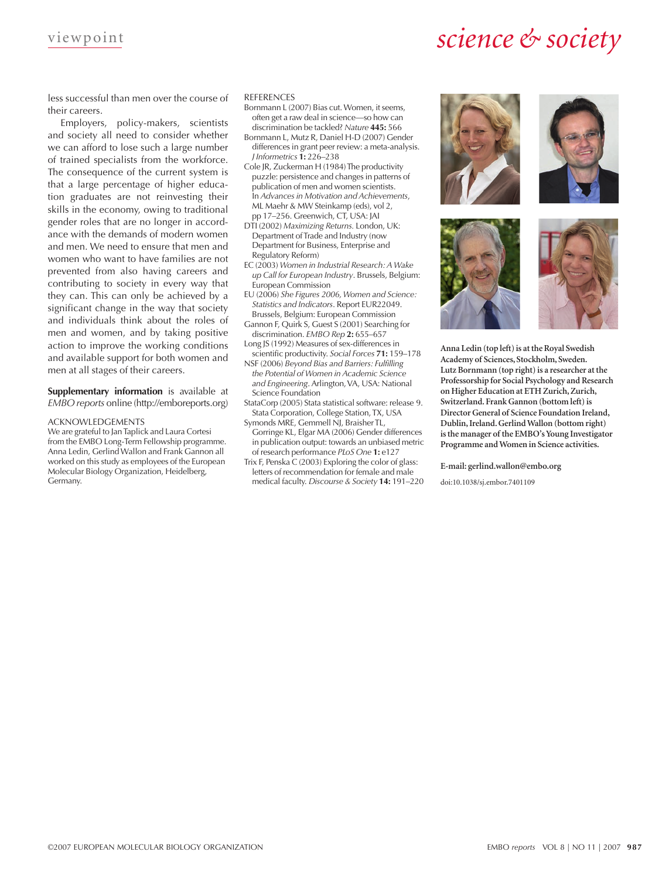less successful than men over the course of their careers.

Employers, policy-makers, scientists and society all need to consider whether we can afford to lose such a large number of trained specialists from the workforce. The consequence of the current system is that a large percentage of higher education graduates are not reinvesting their skills in the economy, owing to traditional gender roles that are no longer in accordance with the demands of modern women and men. We need to ensure that men and women who want to have families are not prevented from also having careers and contributing to society in every way that they can. This can only be achieved by a significant change in the way that society and individuals think about the roles of men and women, and by taking positive action to improve the working conditions and available support for both women and men at all stages of their careers.

**Supplementary information** is available at *EMBO reports* online (http://emboreports.org)

ACKNOWLEDGEMENTS

We are grateful to Jan Taplick and Laura Cortesi from the EMBO Long-Term Fellowship programme. Anna Ledin, Gerlind Wallon and Frank Gannon all worked on this study as employees of the European Molecular Biology Organization, Heidelberg, Germany.

REFERENCES

Bornmann L (2007) Bias cut. Women, it seems, often get a raw deal in science—so how can discrimination be tackled? *Nature* **445:** 566

Bornmann L, Mutz R, Daniel H-D (2007) Gender differences in grant peer review: a meta-analysis. *J Informetrics* **1:** 226–238

Cole JR, Zuckerman H (1984) The productivity puzzle: persistence and changes in patterns of publication of men and women scientists. In *Advances in Motivation and Achievements*, ML Maehr & MW Steinkamp (eds), vol 2, pp 17–256. Greenwich, CT, USA: JAI

DTI (2002) *Maximizing Returns*. London, UK: Department of Trade and Industry (now Department for Business, Enterprise and Regulatory Reform)

EC (2003) *Women in Industrial Research: A Wake up Call for European Industry*. Brussels, Belgium: European Commission

EU (2006) *She Figures 2006, Women and Science: Statistics and Indicators*. Report EUR22049. Brussels, Belgium: European Commission

Gannon F, Quirk S, Guest S (2001) Searching for discrimination. *EMBO Rep* **2:** 655–657

Long JS (1992) Measures of sex-differences in scientific productivity. *Social Forces* **71:** 159–178

NSF (2006) *Beyond Bias and Barriers: Fulfilling the Potential of Women in Academic Science and Engineering*. Arlington, VA, USA: National Science Foundation

StataCorp (2005) Stata statistical software: release 9. Stata Corporation, College Station, TX, USA

Symonds MRE, Gemmell NJ, Braisher TL, Gorringe KL, Elgar MA (2006) Gender differences in publication output: towards an unbiased metric of research performance *PLoS One* **1:** e127

Trix F, Penska C (2003) Exploring the color of glass: letters of recommendation for female and male medical faculty. *Discourse & Society* **14:** 191–220

**Anna Ledin (top left) is at the Royal Swedish Academy of Sciences, Stockholm, Sweden. Lutz Bornmann (top right) is a researcher at the Professorship for Social Psychology and Research on Higher Education at ETH Zurich, Zurich, Switzerland. Frank Gannon (bottom left) is Director General of Science Foundation Ireland, Dublin, Ireland. Gerlind Wallon (bottom right) is the manager of the EMBO's Young Investigator Programme and Women in Science activities.**

**E-mail: gerlind.wallon@embo.org**

doi:10.1038/sj.embor.7401109